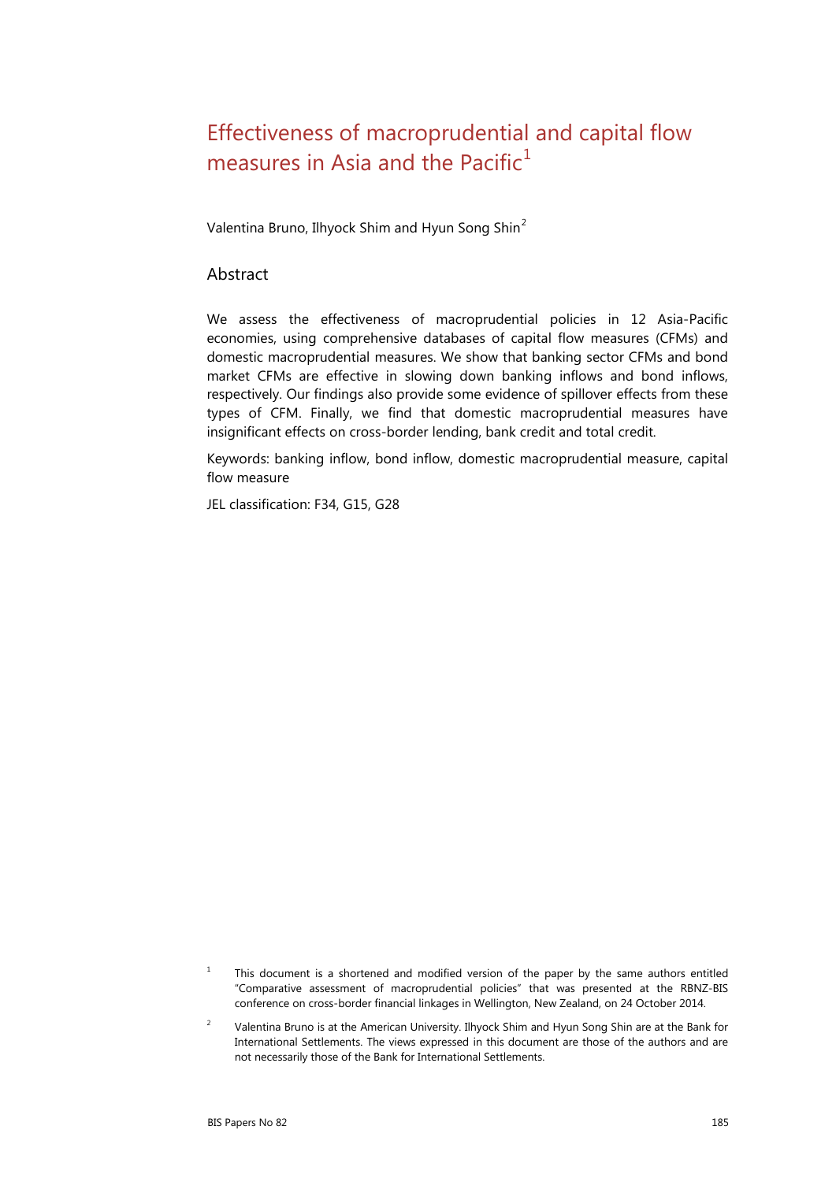# Effectiveness of macroprudential and capital flow measures in Asia and the Pacific[1]

Valentina Bruno, Ilhyock Shim and Hyun Song Shin[2]

## Abstract

We assess the effectiveness of macroprudential policies in 12 Asia-Pacific economies, using comprehensive databases of capital flow measures (CFMs) and domestic macroprudential measures. We show that banking sector CFMs and bond market CFMs are effective in slowing down banking inflows and bond inflows, respectively. Our findings also provide some evidence of spillover effects from these types of CFM. Finally, we find that domestic macroprudential measures have insignificant effects on cross-border lending, bank credit and total credit.

Keywords: banking inflow, bond inflow, domestic macroprudential measure, capital flow measure

JEL classification: F34, G15, G28

[1] This document is a shortened and modified version of the paper by the same authors entitled "Comparative assessment of macroprudential policies" that was presented at the RBNZ-BIS conference on cross-border financial linkages in Wellington, New Zealand, on 24 October 2014.

[2] Valentina Bruno is at the American University. Ilhyock Shim and Hyun Song Shin are at the Bank for International Settlements. The views expressed in this document are those of the authors and are not necessarily those of the Bank for International Settlements.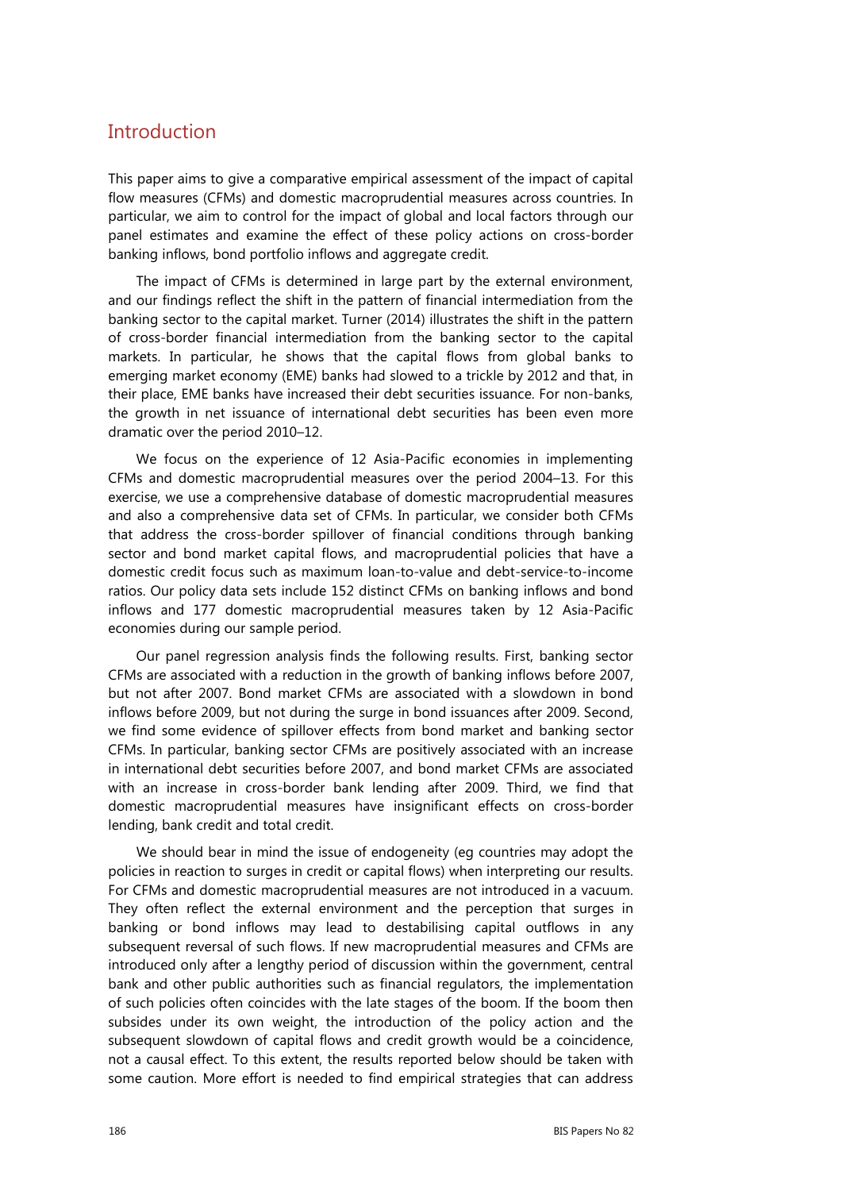## Introduction

This paper aims to give a comparative empirical assessment of the impact of capital flow measures (CFMs) and domestic macroprudential measures across countries. In particular, we aim to control for the impact of global and local factors through our panel estimates and examine the effect of these policy actions on cross-border banking inflows, bond portfolio inflows and aggregate credit.

The impact of CFMs is determined in large part by the external environment, and our findings reflect the shift in the pattern of financial intermediation from the banking sector to the capital market. Turner (2014) illustrates the shift in the pattern of cross-border financial intermediation from the banking sector to the capital markets. In particular, he shows that the capital flows from global banks to emerging market economy (EME) banks had slowed to a trickle by 2012 and that, in their place, EME banks have increased their debt securities issuance. For non-banks, the growth in net issuance of international debt securities has been even more dramatic over the period 2010–12.

We focus on the experience of 12 Asia-Pacific economies in implementing CFMs and domestic macroprudential measures over the period 2004–13. For this exercise, we use a comprehensive database of domestic macroprudential measures and also a comprehensive data set of CFMs. In particular, we consider both CFMs that address the cross-border spillover of financial conditions through banking sector and bond market capital flows, and macroprudential policies that have a domestic credit focus such as maximum loan-to-value and debt-service-to-income ratios. Our policy data sets include 152 distinct CFMs on banking inflows and bond inflows and 177 domestic macroprudential measures taken by 12 Asia-Pacific economies during our sample period.

Our panel regression analysis finds the following results. First, banking sector CFMs are associated with a reduction in the growth of banking inflows before 2007, but not after 2007. Bond market CFMs are associated with a slowdown in bond inflows before 2009, but not during the surge in bond issuances after 2009. Second, we find some evidence of spillover effects from bond market and banking sector CFMs. In particular, banking sector CFMs are positively associated with an increase in international debt securities before 2007, and bond market CFMs are associated with an increase in cross-border bank lending after 2009. Third, we find that domestic macroprudential measures have insignificant effects on cross-border lending, bank credit and total credit.

We should bear in mind the issue of endogeneity (eg countries may adopt the policies in reaction to surges in credit or capital flows) when interpreting our results. For CFMs and domestic macroprudential measures are not introduced in a vacuum. They often reflect the external environment and the perception that surges in banking or bond inflows may lead to destabilising capital outflows in any subsequent reversal of such flows. If new macroprudential measures and CFMs are introduced only after a lengthy period of discussion within the government, central bank and other public authorities such as financial regulators, the implementation of such policies often coincides with the late stages of the boom. If the boom then subsides under its own weight, the introduction of the policy action and the subsequent slowdown of capital flows and credit growth would be a coincidence, not a causal effect. To this extent, the results reported below should be taken with some caution. More effort is needed to find empirical strategies that can address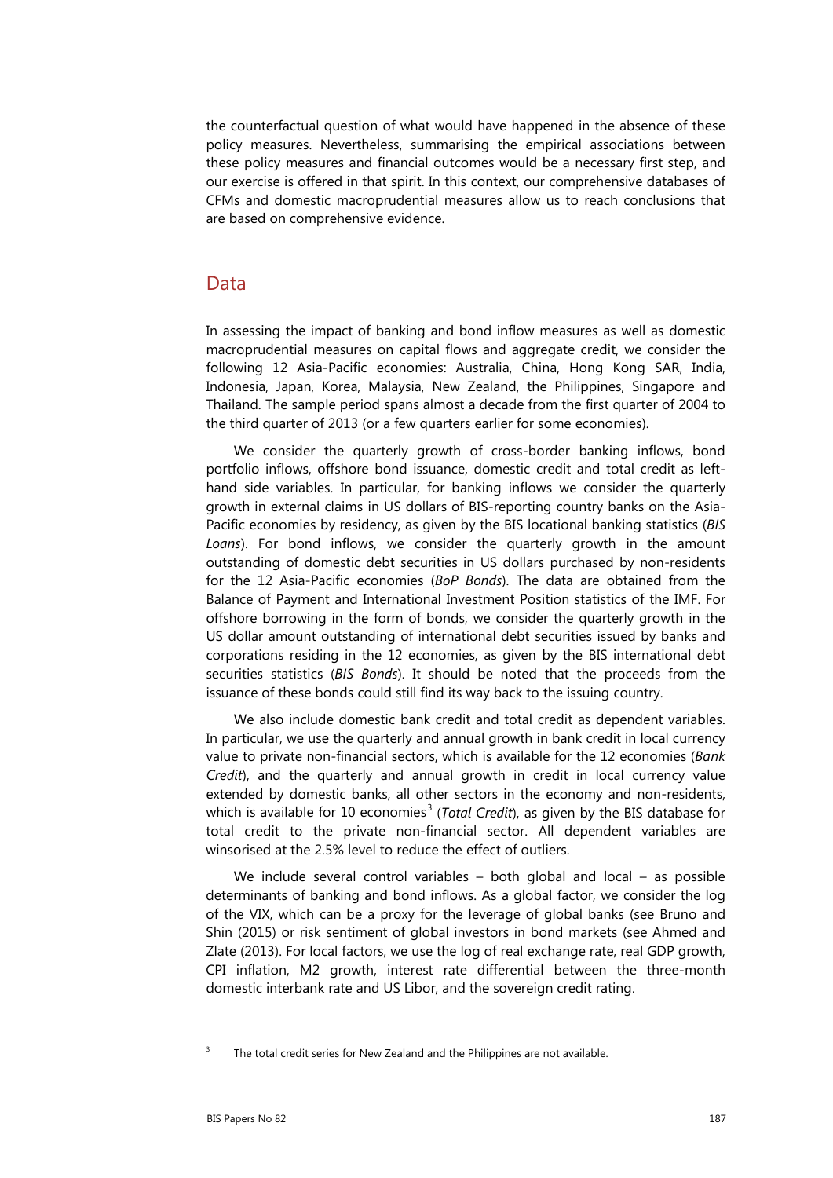the counterfactual question of what would have happened in the absence of these policy measures. Nevertheless, summarising the empirical associations between these policy measures and financial outcomes would be a necessary first step, and our exercise is offered in that spirit. In this context, our comprehensive databases of CFMs and domestic macroprudential measures allow us to reach conclusions that are based on comprehensive evidence.

## Data

In assessing the impact of banking and bond inflow measures as well as domestic macroprudential measures on capital flows and aggregate credit, we consider the following 12 Asia-Pacific economies: Australia, China, Hong Kong SAR, India, Indonesia, Japan, Korea, Malaysia, New Zealand, the Philippines, Singapore and Thailand. The sample period spans almost a decade from the first quarter of 2004 to the third quarter of 2013 (or a few quarters earlier for some economies).

We consider the quarterly growth of cross-border banking inflows, bond portfolio inflows, offshore bond issuance, domestic credit and total credit as left-hand side variables. In particular, for banking inflows we consider the quarterly growth in external claims in US dollars of BIS-reporting country banks on the Asia-Pacific economies by residency, as given by the BIS locational banking statistics (*BIS Loans*). For bond inflows, we consider the quarterly growth in the amount outstanding of domestic debt securities in US dollars purchased by non-residents for the 12 Asia-Pacific economies (*BoP Bonds*). The data are obtained from the Balance of Payment and International Investment Position statistics of the IMF. For offshore borrowing in the form of bonds, we consider the quarterly growth in the US dollar amount outstanding of international debt securities issued by banks and corporations residing in the 12 economies, as given by the BIS international debt securities statistics (*BIS Bonds*). It should be noted that the proceeds from the issuance of these bonds could still find its way back to the issuing country.

We also include domestic bank credit and total credit as dependent variables. In particular, we use the quarterly and annual growth in bank credit in local currency value to private non-financial sectors, which is available for the 12 economies (*Bank Credit*), and the quarterly and annual growth in credit in local currency value extended by domestic banks, all other sectors in the economy and non-residents, which is available for 10 economies[3] (*Total Credit*), as given by the BIS database for total credit to the private non-financial sector. All dependent variables are winsorised at the 2.5% level to reduce the effect of outliers.

We include several control variables – both global and local – as possible determinants of banking and bond inflows. As a global factor, we consider the log of the VIX, which can be a proxy for the leverage of global banks (see Bruno and Shin (2015) or risk sentiment of global investors in bond markets (see Ahmed and Zlate (2013). For local factors, we use the log of real exchange rate, real GDP growth, CPI inflation, M2 growth, interest rate differential between the three-month domestic interbank rate and US Libor, and the sovereign credit rating.

[3] The total credit series for New Zealand and the Philippines are not available.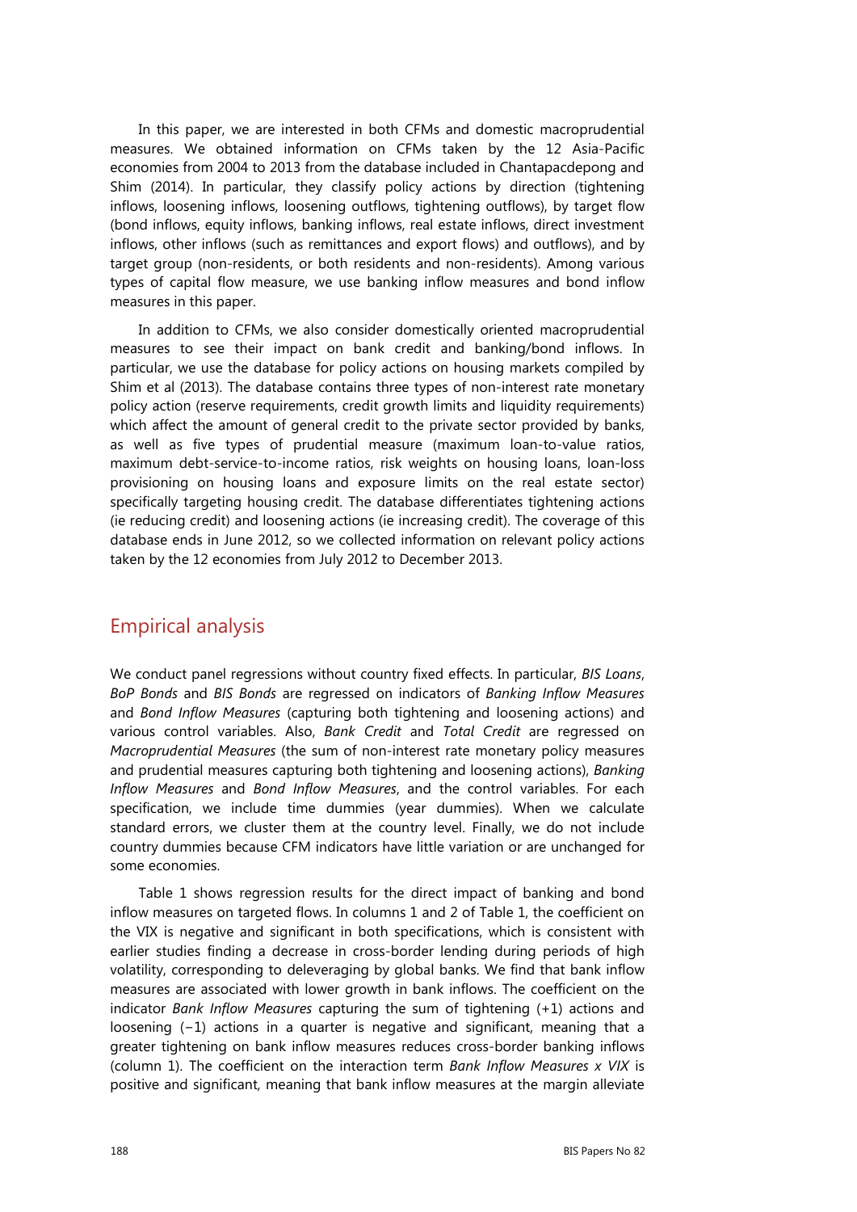In this paper, we are interested in both CFMs and domestic macroprudential measures. We obtained information on CFMs taken by the 12 Asia-Pacific economies from 2004 to 2013 from the database included in Chantapacdepong and Shim (2014). In particular, they classify policy actions by direction (tightening inflows, loosening inflows, loosening outflows, tightening outflows), by target flow (bond inflows, equity inflows, banking inflows, real estate inflows, direct investment inflows, other inflows (such as remittances and export flows) and outflows), and by target group (non-residents, or both residents and non-residents). Among various types of capital flow measure, we use banking inflow measures and bond inflow measures in this paper.

In addition to CFMs, we also consider domestically oriented macroprudential measures to see their impact on bank credit and banking/bond inflows. In particular, we use the database for policy actions on housing markets compiled by Shim et al (2013). The database contains three types of non-interest rate monetary policy action (reserve requirements, credit growth limits and liquidity requirements) which affect the amount of general credit to the private sector provided by banks, as well as five types of prudential measure (maximum loan-to-value ratios, maximum debt-service-to-income ratios, risk weights on housing loans, loan-loss provisioning on housing loans and exposure limits on the real estate sector) specifically targeting housing credit. The database differentiates tightening actions (ie reducing credit) and loosening actions (ie increasing credit). The coverage of this database ends in June 2012, so we collected information on relevant policy actions taken by the 12 economies from July 2012 to December 2013.

## Empirical analysis

We conduct panel regressions without country fixed effects. In particular, *BIS Loans*, *BoP Bonds* and *BIS Bonds* are regressed on indicators of *Banking Inflow Measures* and *Bond Inflow Measures* (capturing both tightening and loosening actions) and various control variables. Also, *Bank Credit* and *Total Credit* are regressed on *Macroprudential Measures* (the sum of non-interest rate monetary policy measures and prudential measures capturing both tightening and loosening actions), *Banking Inflow Measures* and *Bond Inflow Measures*, and the control variables. For each specification, we include time dummies (year dummies). When we calculate standard errors, we cluster them at the country level. Finally, we do not include country dummies because CFM indicators have little variation or are unchanged for some economies.

Table 1 shows regression results for the direct impact of banking and bond inflow measures on targeted flows. In columns 1 and 2 of Table 1, the coefficient on the VIX is negative and significant in both specifications, which is consistent with earlier studies finding a decrease in cross-border lending during periods of high volatility, corresponding to deleveraging by global banks. We find that bank inflow measures are associated with lower growth in bank inflows. The coefficient on the indicator *Bank Inflow Measures* capturing the sum of tightening (+1) actions and loosening (−1) actions in a quarter is negative and significant, meaning that a greater tightening on bank inflow measures reduces cross-border banking inflows (column 1). The coefficient on the interaction term *Bank Inflow Measures x VIX* is positive and significant, meaning that bank inflow measures at the margin alleviate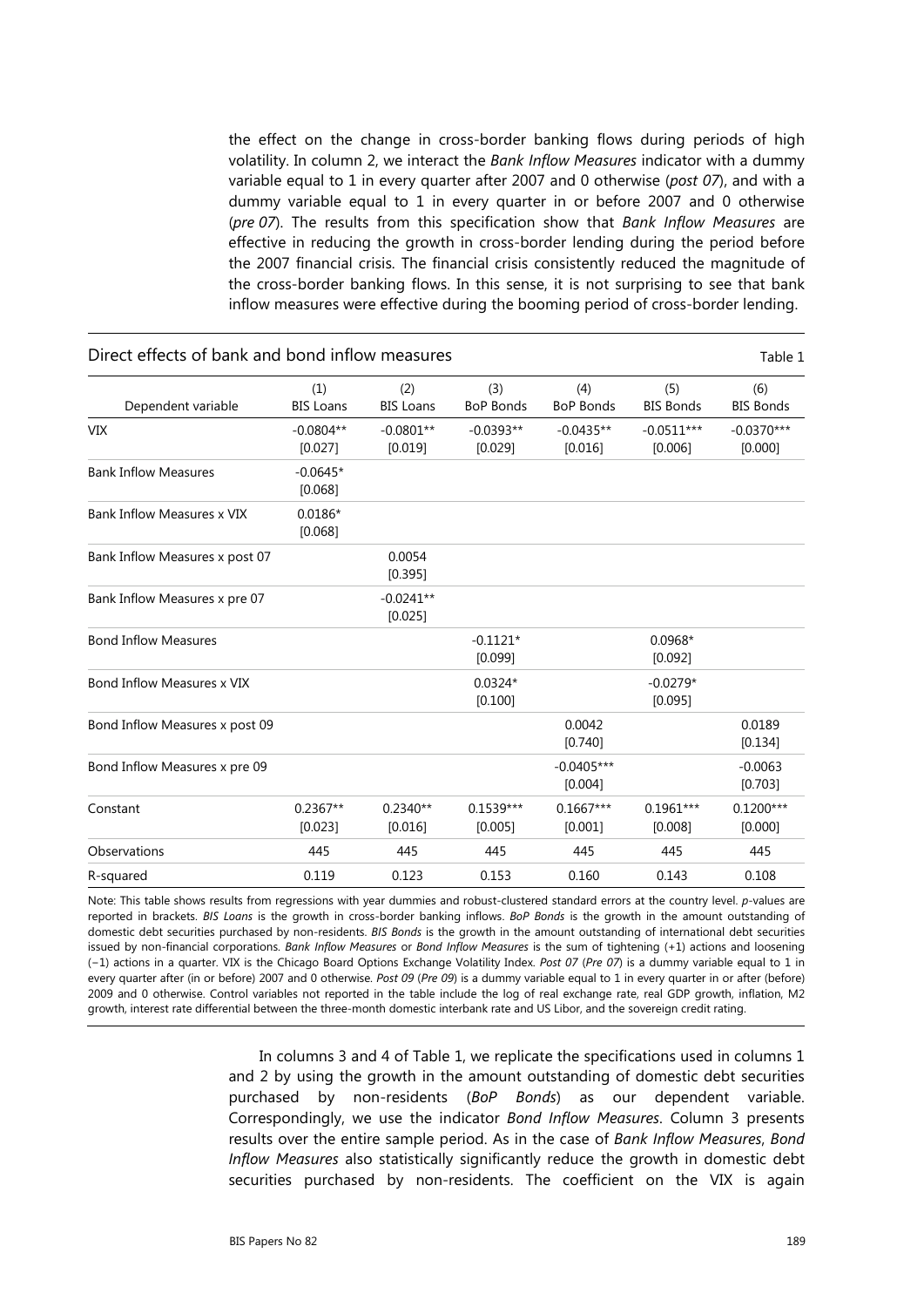the effect on the change in cross-border banking flows during periods of high volatility. In column 2, we interact the *Bank Inflow Measures* indicator with a dummy variable equal to 1 in every quarter after 2007 and 0 otherwise (*post 07*), and with a dummy variable equal to 1 in every quarter in or before 2007 and 0 otherwise (*pre 07*). The results from this specification show that *Bank Inflow Measures* are effective in reducing the growth in cross-border lending during the period before the 2007 financial crisis. The financial crisis consistently reduced the magnitude of the cross-border banking flows. In this sense, it is not surprising to see that bank inflow measures were effective during the booming period of cross-border lending.

Direct effects of bank and bond inflow measures — Table 1

| Dependent variable | (1) BIS Loans | (2) BIS Loans | (3) BoP Bonds | (4) BoP Bonds | (5) BIS Bonds | (6) BIS Bonds |
|---|---|---|---|---|---|---|
| VIX | −0.0804** [0.027] | −0.0801** [0.019] | −0.0393** [0.029] | −0.0435** [0.016] | −0.0511*** [0.006] | −0.0370*** [0.000] |
| Bank Inflow Measures | −0.0645* [0.068] | | | | | |
| Bank Inflow Measures x VIX | 0.0186* [0.068] | | | | | |
| Bank Inflow Measures x post 07 | | 0.0054 [0.395] | | | | |
| Bank Inflow Measures x pre 07 | | −0.0241** [0.025] | | | | |
| Bond Inflow Measures | | | −0.1121* [0.099] | | 0.0968* [0.092] | |
| Bond Inflow Measures x VIX | | | 0.0324* [0.100] | | −0.0279* [0.095] | |
| Bond Inflow Measures x post 09 | | | | 0.0042 [0.740] | | 0.0189 [0.134] |
| Bond Inflow Measures x pre 09 | | | | −0.0405*** [0.004] | | −0.0063 [0.703] |
| Constant | 0.2367** [0.023] | 0.2340** [0.016] | 0.1539*** [0.005] | 0.1667*** [0.001] | 0.1961*** [0.008] | 0.1200*** [0.000] |
| Observations | 445 | 445 | 445 | 445 | 445 | 445 |
| R-squared | 0.119 | 0.123 | 0.153 | 0.160 | 0.143 | 0.108 |

Note: This table shows results from regressions with year dummies and robust-clustered standard errors at the country level. *p*-values are reported in brackets. *BIS Loans* is the growth in cross-border banking inflows. *BoP Bonds* is the growth in the amount outstanding of domestic debt securities purchased by non-residents. *BIS Bonds* is the growth in the amount outstanding of international debt securities issued by non-financial corporations. *Bank Inflow Measures* or *Bond Inflow Measures* is the sum of tightening (+1) actions and loosening (−1) actions in a quarter. VIX is the Chicago Board Options Exchange Volatility Index. *Post 07* (*Pre 07*) is a dummy variable equal to 1 in every quarter after (in or before) 2007 and 0 otherwise. *Post 09* (*Pre 09*) is a dummy variable equal to 1 in every quarter in or after (before) 2009 and 0 otherwise. Control variables not reported in the table include the log of real exchange rate, real GDP growth, inflation, M2 growth, interest rate differential between the three-month domestic interbank rate and US Libor, and the sovereign credit rating.

In columns 3 and 4 of Table 1, we replicate the specifications used in columns 1 and 2 by using the growth in the amount outstanding of domestic debt securities purchased by non-residents (*BoP Bonds*) as our dependent variable. Correspondingly, we use the indicator *Bond Inflow Measures*. Column 3 presents results over the entire sample period. As in the case of *Bank Inflow Measures*, *Bond Inflow Measures* also statistically significantly reduce the growth in domestic debt securities purchased by non-residents. The coefficient on the VIX is again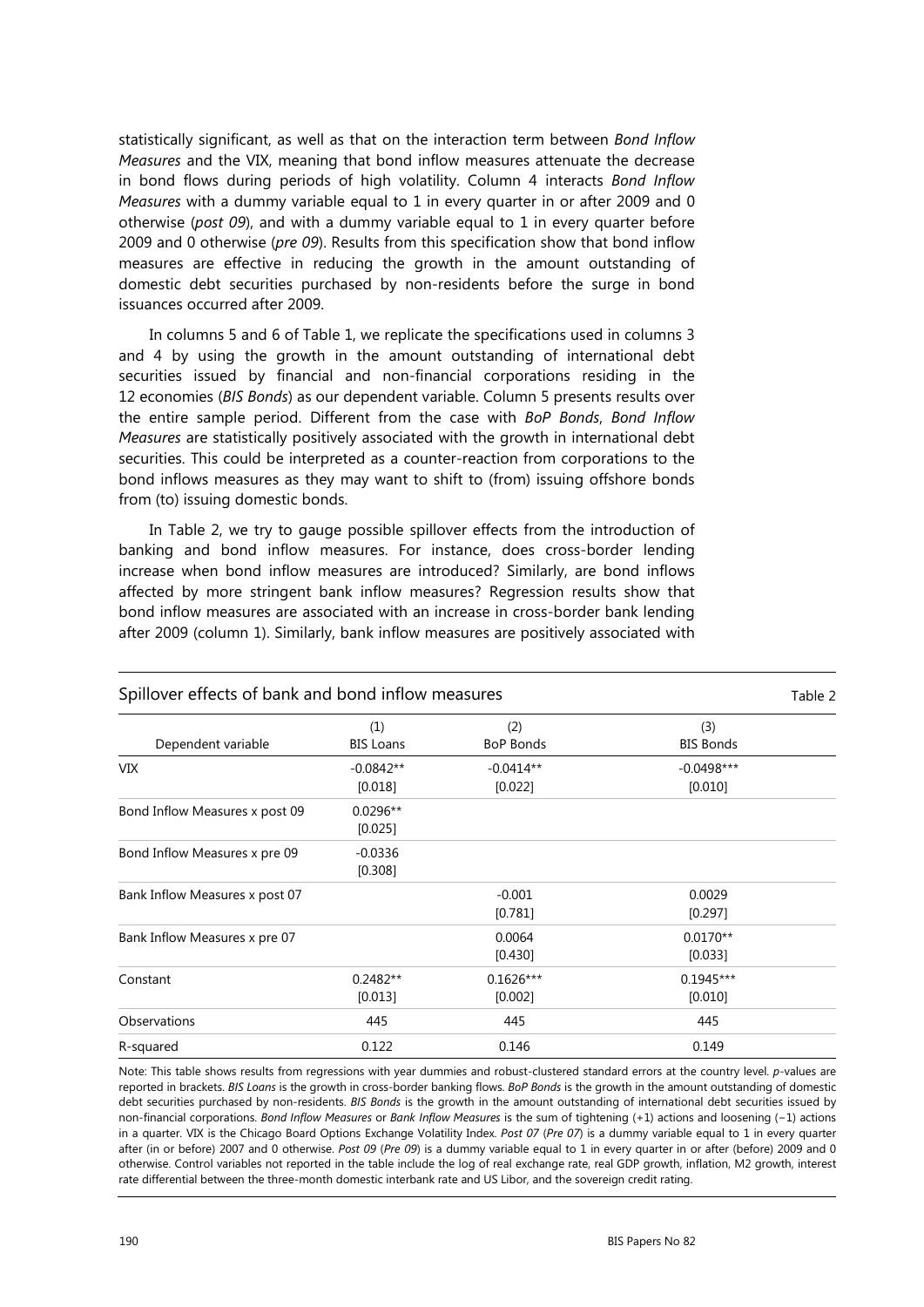statistically significant, as well as that on the interaction term between *Bond Inflow Measures* and the VIX, meaning that bond inflow measures attenuate the decrease in bond flows during periods of high volatility. Column 4 interacts *Bond Inflow Measures* with a dummy variable equal to 1 in every quarter in or after 2009 and 0 otherwise (*post 09*), and with a dummy variable equal to 1 in every quarter before 2009 and 0 otherwise (*pre 09*). Results from this specification show that bond inflow measures are effective in reducing the growth in the amount outstanding of domestic debt securities purchased by non-residents before the surge in bond issuances occurred after 2009.

In columns 5 and 6 of Table 1, we replicate the specifications used in columns 3 and 4 by using the growth in the amount outstanding of international debt securities issued by financial and non-financial corporations residing in the 12 economies (*BIS Bonds*) as our dependent variable. Column 5 presents results over the entire sample period. Different from the case with *BoP Bonds*, *Bond Inflow Measures* are statistically positively associated with the growth in international debt securities. This could be interpreted as a counter-reaction from corporations to the bond inflows measures as they may want to shift to (from) issuing offshore bonds from (to) issuing domestic bonds.

In Table 2, we try to gauge possible spillover effects from the introduction of banking and bond inflow measures. For instance, does cross-border lending increase when bond inflow measures are introduced? Similarly, are bond inflows affected by more stringent bank inflow measures? Regression results show that bond inflow measures are associated with an increase in cross-border bank lending after 2009 (column 1). Similarly, bank inflow measures are positively associated with

Spillover effects of bank and bond inflow measures — Table 2

| Dependent variable | (1) BIS Loans | (2) BoP Bonds | (3) BIS Bonds |
|---|---|---|---|
| VIX | -0.0842** | -0.0414** | -0.0498*** |
| | [0.018] | [0.022] | [0.010] |
| Bond Inflow Measures x post 09 | 0.0296** | | |
| | [0.025] | | |
| Bond Inflow Measures x pre 09 | -0.0336 | | |
| | [0.308] | | |
| Bank Inflow Measures x post 07 | | -0.001 | 0.0029 |
| | | [0.781] | [0.297] |
| Bank Inflow Measures x pre 07 | | 0.0064 | 0.0170** |
| | | [0.430] | [0.033] |
| Constant | 0.2482** | 0.1626*** | 0.1945*** |
| | [0.013] | [0.002] | [0.010] |
| Observations | 445 | 445 | 445 |
| R-squared | 0.122 | 0.146 | 0.149 |

Note: This table shows results from regressions with year dummies and robust-clustered standard errors at the country level. *p*-values are reported in brackets. *BIS Loans* is the growth in cross-border banking flows. *BoP Bonds* is the growth in the amount outstanding of domestic debt securities purchased by non-residents. *BIS Bonds* is the growth in the amount outstanding of international debt securities issued by non-financial corporations. *Bond Inflow Measures* or *Bank Inflow Measures* is the sum of tightening (+1) actions and loosening (−1) actions in a quarter. VIX is the Chicago Board Options Exchange Volatility Index. *Post 07* (*Pre 07*) is a dummy variable equal to 1 in every quarter after (in or before) 2007 and 0 otherwise. *Post 09* (*Pre 09*) is a dummy variable equal to 1 in every quarter in or after (before) 2009 and 0 otherwise. Control variables not reported in the table include the log of real exchange rate, real GDP growth, inflation, M2 growth, interest rate differential between the three-month domestic interbank rate and US Libor, and the sovereign credit rating.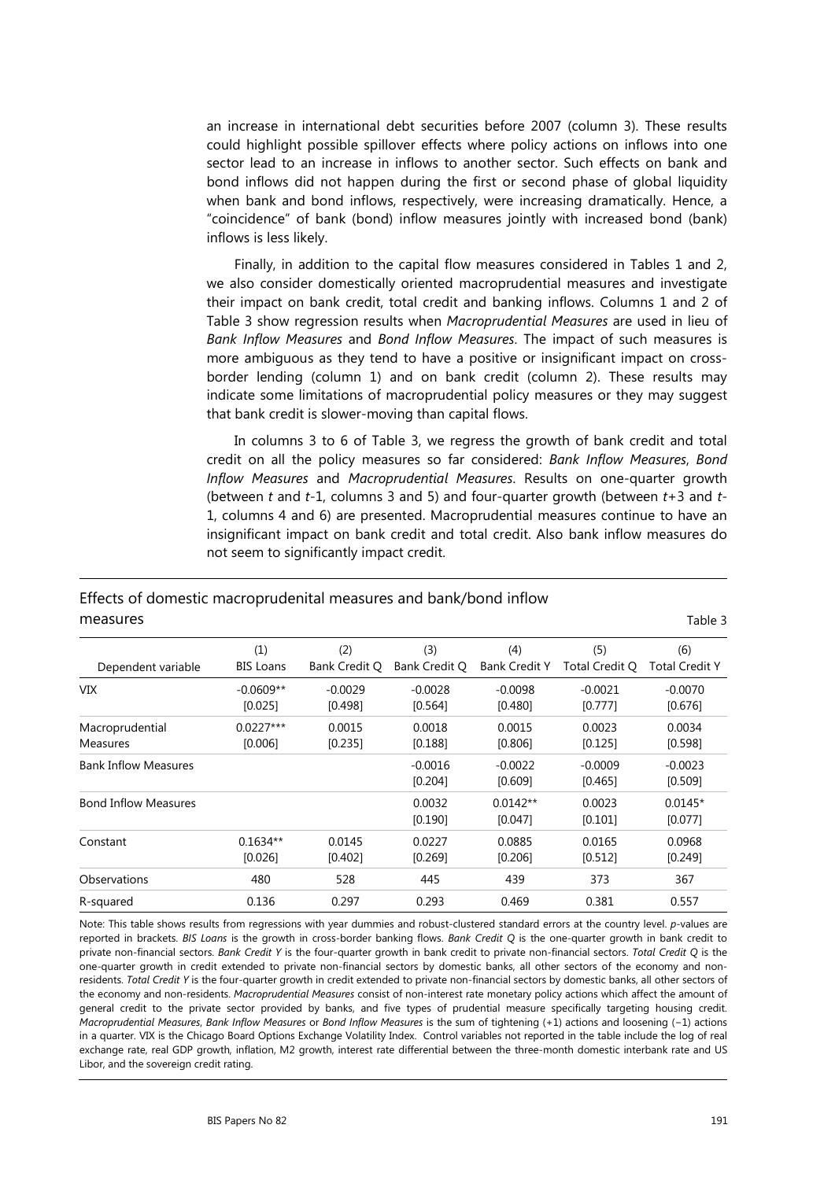an increase in international debt securities before 2007 (column 3). These results could highlight possible spillover effects where policy actions on inflows into one sector lead to an increase in inflows to another sector. Such effects on bank and bond inflows did not happen during the first or second phase of global liquidity when bank and bond inflows, respectively, were increasing dramatically. Hence, a "coincidence" of bank (bond) inflow measures jointly with increased bond (bank) inflows is less likely.

Finally, in addition to the capital flow measures considered in Tables 1 and 2, we also consider domestically oriented macroprudential measures and investigate their impact on bank credit, total credit and banking inflows. Columns 1 and 2 of Table 3 show regression results when *Macroprudential Measures* are used in lieu of *Bank Inflow Measures* and *Bond Inflow Measures*. The impact of such measures is more ambiguous as they tend to have a positive or insignificant impact on cross-border lending (column 1) and on bank credit (column 2). These results may indicate some limitations of macroprudential policy measures or they may suggest that bank credit is slower-moving than capital flows.

In columns 3 to 6 of Table 3, we regress the growth of bank credit and total credit on all the policy measures so far considered: *Bank Inflow Measures*, *Bond Inflow Measures* and *Macroprudential Measures*. Results on one-quarter growth (between $t$ and $t$-1, columns 3 and 5) and four-quarter growth (between $t$+3 and $t$-1, columns 4 and 6) are presented. Macroprudential measures continue to have an insignificant impact on bank credit and total credit. Also bank inflow measures do not seem to significantly impact credit.

## Effects of domestic macroprudenital measures and bank/bond inflow measures

Table 3

| Dependent variable | (1) BIS Loans | (2) Bank Credit Q | (3) Bank Credit Q | (4) Bank Credit Y | (5) Total Credit Q | (6) Total Credit Y |
|---|---|---|---|---|---|---|
| VIX | -0.0609** | -0.0029 | -0.0028 | -0.0098 | -0.0021 | -0.0070 |
| | [0.025] | [0.498] | [0.564] | [0.480] | [0.777] | [0.676] |
| Macroprudential Measures | 0.0227*** | 0.0015 | 0.0018 | 0.0015 | 0.0023 | 0.0034 |
| | [0.006] | [0.235] | [0.188] | [0.806] | [0.125] | [0.598] |
| Bank Inflow Measures | | | -0.0016 | -0.0022 | -0.0009 | -0.0023 |
| | | | [0.204] | [0.609] | [0.465] | [0.509] |
| Bond Inflow Measures | | | 0.0032 | 0.0142** | 0.0023 | 0.0145* |
| | | | [0.190] | [0.047] | [0.101] | [0.077] |
| Constant | 0.1634** | 0.0145 | 0.0227 | 0.0885 | 0.0165 | 0.0968 |
| | [0.026] | [0.402] | [0.269] | [0.206] | [0.512] | [0.249] |
| Observations | 480 | 528 | 445 | 439 | 373 | 367 |
| R-squared | 0.136 | 0.297 | 0.293 | 0.469 | 0.381 | 0.557 |

Note: This table shows results from regressions with year dummies and robust-clustered standard errors at the country level. *p*-values are reported in brackets. *BIS Loans* is the growth in cross-border banking flows. *Bank Credit Q* is the one-quarter growth in bank credit to private non-financial sectors. *Bank Credit Y* is the four-quarter growth in bank credit to private non-financial sectors. *Total Credit Q* is the one-quarter growth in credit extended to private non-financial sectors by domestic banks, all other sectors of the economy and non-residents. *Total Credit Y* is the four-quarter growth in credit extended to private non-financial sectors by domestic banks, all other sectors of the economy and non-residents. *Macroprudential Measures* consist of non-interest rate monetary policy actions which affect the amount of general credit to the private sector provided by banks, and five types of prudential measure specifically targeting housing credit. *Macroprudential Measures*, *Bank Inflow Measures* or *Bond Inflow Measures* is the sum of tightening (+1) actions and loosening (−1) actions in a quarter. VIX is the Chicago Board Options Exchange Volatility Index. Control variables not reported in the table include the log of real exchange rate, real GDP growth, inflation, M2 growth, interest rate differential between the three-month domestic interbank rate and US Libor, and the sovereign credit rating.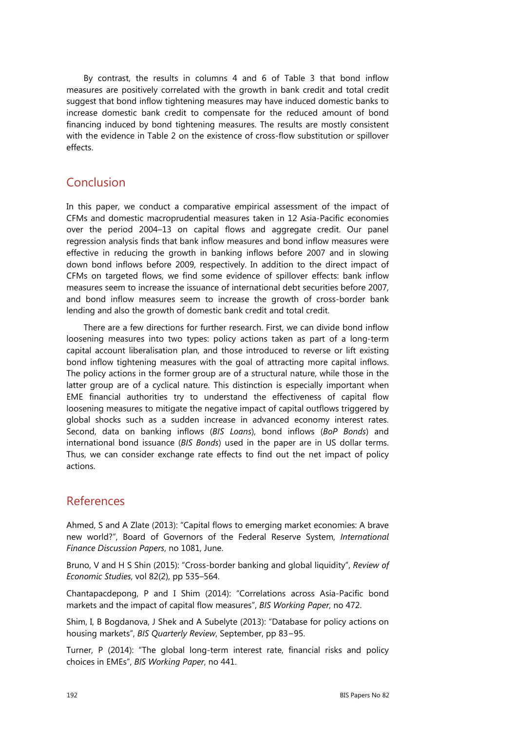By contrast, the results in columns 4 and 6 of Table 3 that bond inflow measures are positively correlated with the growth in bank credit and total credit suggest that bond inflow tightening measures may have induced domestic banks to increase domestic bank credit to compensate for the reduced amount of bond financing induced by bond tightening measures. The results are mostly consistent with the evidence in Table 2 on the existence of cross-flow substitution or spillover effects.

## Conclusion

In this paper, we conduct a comparative empirical assessment of the impact of CFMs and domestic macroprudential measures taken in 12 Asia-Pacific economies over the period 2004–13 on capital flows and aggregate credit. Our panel regression analysis finds that bank inflow measures and bond inflow measures were effective in reducing the growth in banking inflows before 2007 and in slowing down bond inflows before 2009, respectively. In addition to the direct impact of CFMs on targeted flows, we find some evidence of spillover effects: bank inflow measures seem to increase the issuance of international debt securities before 2007, and bond inflow measures seem to increase the growth of cross-border bank lending and also the growth of domestic bank credit and total credit.

There are a few directions for further research. First, we can divide bond inflow loosening measures into two types: policy actions taken as part of a long-term capital account liberalisation plan, and those introduced to reverse or lift existing bond inflow tightening measures with the goal of attracting more capital inflows. The policy actions in the former group are of a structural nature, while those in the latter group are of a cyclical nature. This distinction is especially important when EME financial authorities try to understand the effectiveness of capital flow loosening measures to mitigate the negative impact of capital outflows triggered by global shocks such as a sudden increase in advanced economy interest rates. Second, data on banking inflows (*BIS Loans*), bond inflows (*BoP Bonds*) and international bond issuance (*BIS Bonds*) used in the paper are in US dollar terms. Thus, we can consider exchange rate effects to find out the net impact of policy actions.

## References

Ahmed, S and A Zlate (2013): "Capital flows to emerging market economies: A brave new world?", Board of Governors of the Federal Reserve System, *International Finance Discussion Papers*, no 1081, June.

Bruno, V and H S Shin (2015): "Cross-border banking and global liquidity", *Review of Economic Studies*, vol 82(2), pp 535–564.

Chantapacdepong, P and I Shim (2014): "Correlations across Asia-Pacific bond markets and the impact of capital flow measures", *BIS Working Paper*, no 472.

Shim, I, B Bogdanova, J Shek and A Subelyte (2013): "Database for policy actions on housing markets", *BIS Quarterly Review*, September, pp 83–95.

Turner, P (2014): "The global long-term interest rate, financial risks and policy choices in EMEs", *BIS Working Paper*, no 441.